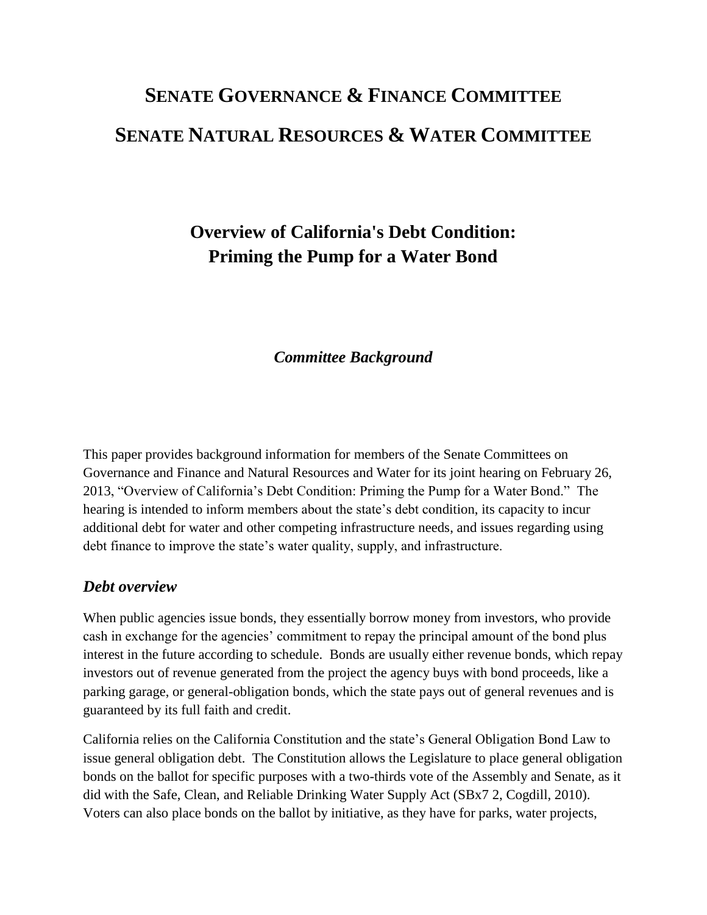# SENATE GOVERNANCE & FINANCE COMMITTEE

# SENATE NATURAL RESOURCES & WATER COMMITTEE

## Overview of California's Debt Condition: Priming the Pump for a Water Bond

### *Committee Background*

This paper provides background information for members of the Senate Committees on Governance and Finance and Natural Resources and Water for its joint hearing on February 26, 2013, "Overview of California's Debt Condition: Priming the Pump for a Water Bond." The hearing is intended to inform members about the state's debt condition, its capacity to incur additional debt for water and other competing infrastructure needs, and issues regarding using debt finance to improve the state's water quality, supply, and infrastructure.

### *Debt overview*

When public agencies issue bonds, they essentially borrow money from investors, who provide cash in exchange for the agencies' commitment to repay the principal amount of the bond plus interest in the future according to schedule. Bonds are usually either revenue bonds, which repay investors out of revenue generated from the project the agency buys with bond proceeds, like a parking garage, or general-obligation bonds, which the state pays out of general revenues and is guaranteed by its full faith and credit.

California relies on the California Constitution and the state's General Obligation Bond Law to issue general obligation debt. The Constitution allows the Legislature to place general obligation bonds on the ballot for specific purposes with a two-thirds vote of the Assembly and Senate, as it did with the Safe, Clean, and Reliable Drinking Water Supply Act (SBx7 2, Cogdill, 2010). Voters can also place bonds on the ballot by initiative, as they have for parks, water projects,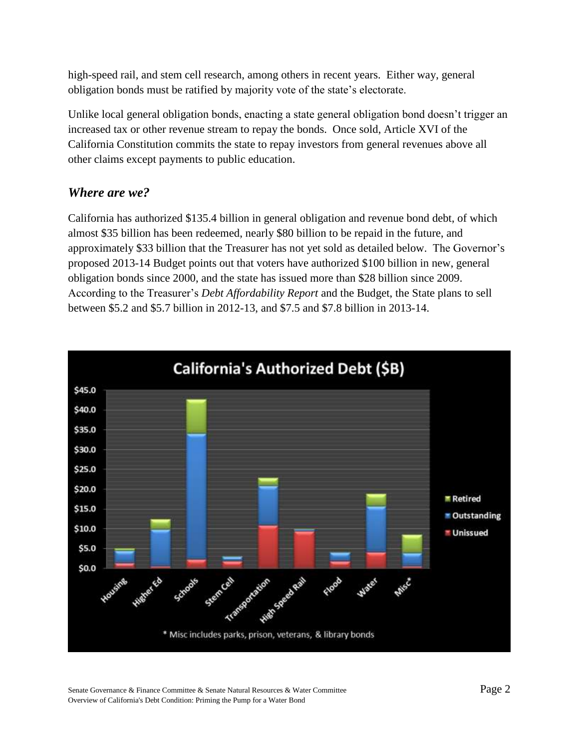high-speed rail, and stem cell research, among others in recent years. Either way, general obligation bonds must be ratified by majority vote of the state's electorate.

Unlike local general obligation bonds, enacting a state general obligation bond doesn't trigger an increased tax or other revenue stream to repay the bonds. Once sold, Article XVI of the California Constitution commits the state to repay investors from general revenues above all other claims except payments to public education.

## *Where are we?*

California has authorized $135.4 billion in general obligation and revenue bond debt, of which almost $35 billion has been redeemed, nearly $80 billion to be repaid in the future, and approximately $33 billion that the Treasurer has not yet sold as detailed below. The Governor's proposed 2013-14 Budget points out that voters have authorized $100 billion in new, general obligation bonds since 2000, and the state has issued more than $28 billion since 2009. According to the Treasurer's *Debt Affordability Report* and the Budget, the State plans to sell between $5.2 and $5.7 billion in 2012-13, and $7.5 and $7.8 billion in 2013-14.

California's Authorized Debt ($B)

* Misc includes parks, prison, veterans, & library bonds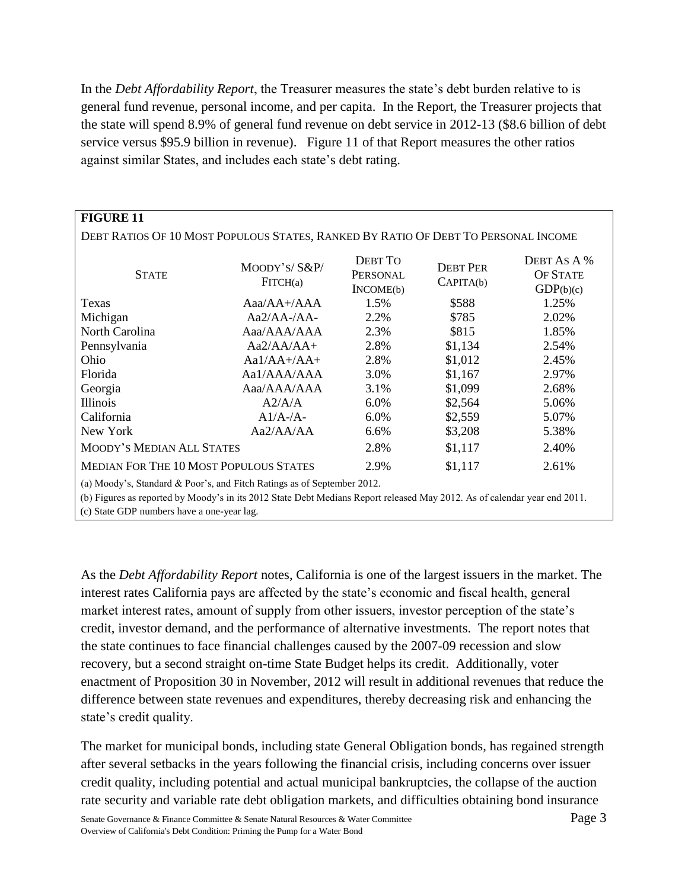In the *Debt Affordability Report*, the Treasurer measures the state's debt burden relative to is general fund revenue, personal income, and per capita. In the Report, the Treasurer projects that the state will spend 8.9% of general fund revenue on debt service in 2012-13 ($8.6 billion of debt service versus $95.9 billion in revenue). Figure 11 of that Report measures the other ratios against similar States, and includes each state's debt rating.

**FIGURE 11**

DEBT RATIOS OF 10 MOST POPULOUS STATES, RANKED BY RATIO OF DEBT TO PERSONAL INCOME

| STATE | MOODY'S/ S&P/ FITCH(a) | DEBT TO PERSONAL INCOME(b) | DEBT PER CAPITA(b) | DEBT AS A % OF STATE GDP(b)(c) |
|---|---|---|---|---|
| Texas | Aaa/AA+/AAA | 1.5% | $588 | 1.25% |
| Michigan | Aa2/AA-/AA- | 2.2% | $785 | 2.02% |
| North Carolina | Aaa/AAA/AAA | 2.3% | $815 | 1.85% |
| Pennsylvania | Aa2/AA/AA+ | 2.8% | $1,134 | 2.54% |
| Ohio | Aa1/AA+/AA+ | 2.8% | $1,012 | 2.45% |
| Florida | Aa1/AAA/AAA | 3.0% | $1,167 | 2.97% |
| Georgia | Aaa/AAA/AAA | 3.1% | $1,099 | 2.68% |
| Illinois | A2/A/A | 6.0% | $2,564 | 5.06% |
| California | A1/A-/A- | 6.0% | $2,559 | 5.07% |
| New York | Aa2/AA/AA | 6.6% | $3,208 | 5.38% |
| MOODY'S MEDIAN ALL STATES | | 2.8% | $1,117 | 2.40% |
| MEDIAN FOR THE 10 MOST POPULOUS STATES | | 2.9% | $1,117 | 2.61% |

(a) Moody's, Standard & Poor's, and Fitch Ratings as of September 2012.

(b) Figures as reported by Moody's in its 2012 State Debt Medians Report released May 2012. As of calendar year end 2011.

(c) State GDP numbers have a one-year lag.

As the *Debt Affordability Report* notes, California is one of the largest issuers in the market. The interest rates California pays are affected by the state's economic and fiscal health, general market interest rates, amount of supply from other issuers, investor perception of the state's credit, investor demand, and the performance of alternative investments. The report notes that the state continues to face financial challenges caused by the 2007-09 recession and slow recovery, but a second straight on-time State Budget helps its credit. Additionally, voter enactment of Proposition 30 in November, 2012 will result in additional revenues that reduce the difference between state revenues and expenditures, thereby decreasing risk and enhancing the state's credit quality.

The market for municipal bonds, including state General Obligation bonds, has regained strength after several setbacks in the years following the financial crisis, including concerns over issuer credit quality, including potential and actual municipal bankruptcies, the collapse of the auction rate security and variable rate debt obligation markets, and difficulties obtaining bond insurance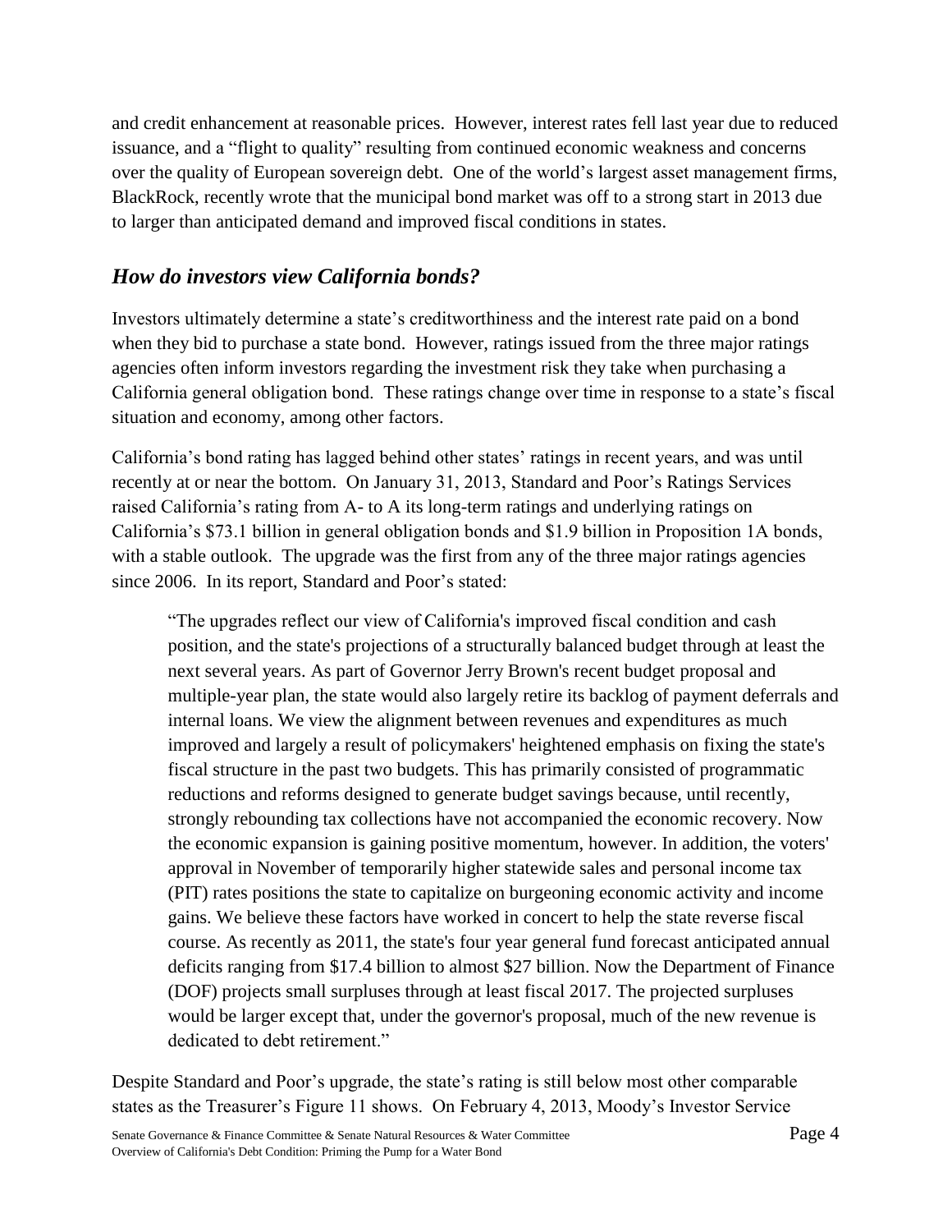and credit enhancement at reasonable prices. However, interest rates fell last year due to reduced issuance, and a "flight to quality" resulting from continued economic weakness and concerns over the quality of European sovereign debt. One of the world's largest asset management firms, BlackRock, recently wrote that the municipal bond market was off to a strong start in 2013 due to larger than anticipated demand and improved fiscal conditions in states.

## *How do investors view California bonds?*

Investors ultimately determine a state's creditworthiness and the interest rate paid on a bond when they bid to purchase a state bond. However, ratings issued from the three major ratings agencies often inform investors regarding the investment risk they take when purchasing a California general obligation bond. These ratings change over time in response to a state's fiscal situation and economy, among other factors.

California's bond rating has lagged behind other states' ratings in recent years, and was until recently at or near the bottom. On January 31, 2013, Standard and Poor's Ratings Services raised California's rating from A- to A its long-term ratings and underlying ratings on California's $73.1 billion in general obligation bonds and $1.9 billion in Proposition 1A bonds, with a stable outlook. The upgrade was the first from any of the three major ratings agencies since 2006. In its report, Standard and Poor's stated:

> "The upgrades reflect our view of California's improved fiscal condition and cash position, and the state's projections of a structurally balanced budget through at least the next several years. As part of Governor Jerry Brown's recent budget proposal and multiple-year plan, the state would also largely retire its backlog of payment deferrals and internal loans. We view the alignment between revenues and expenditures as much improved and largely a result of policymakers' heightened emphasis on fixing the state's fiscal structure in the past two budgets. This has primarily consisted of programmatic reductions and reforms designed to generate budget savings because, until recently, strongly rebounding tax collections have not accompanied the economic recovery. Now the economic expansion is gaining positive momentum, however. In addition, the voters' approval in November of temporarily higher statewide sales and personal income tax (PIT) rates positions the state to capitalize on burgeoning economic activity and income gains. We believe these factors have worked in concert to help the state reverse fiscal course. As recently as 2011, the state's four year general fund forecast anticipated annual deficits ranging from $17.4 billion to almost $27 billion. Now the Department of Finance (DOF) projects small surpluses through at least fiscal 2017. The projected surpluses would be larger except that, under the governor's proposal, much of the new revenue is dedicated to debt retirement."

Despite Standard and Poor's upgrade, the state's rating is still below most other comparable states as the Treasurer's Figure 11 shows. On February 4, 2013, Moody's Investor Service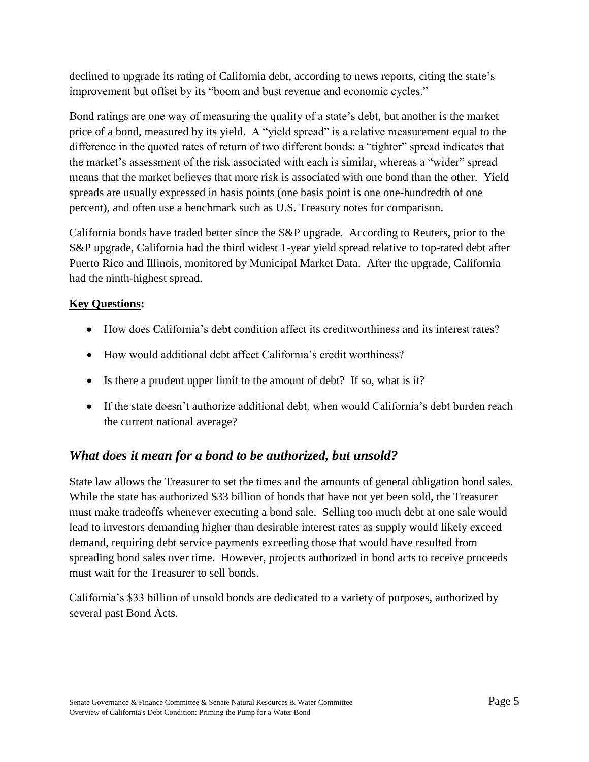declined to upgrade its rating of California debt, according to news reports, citing the state's improvement but offset by its "boom and bust revenue and economic cycles."

Bond ratings are one way of measuring the quality of a state's debt, but another is the market price of a bond, measured by its yield. A "yield spread" is a relative measurement equal to the difference in the quoted rates of return of two different bonds: a "tighter" spread indicates that the market's assessment of the risk associated with each is similar, whereas a "wider" spread means that the market believes that more risk is associated with one bond than the other. Yield spreads are usually expressed in basis points (one basis point is one one-hundredth of one percent), and often use a benchmark such as U.S. Treasury notes for comparison.

California bonds have traded better since the S&P upgrade. According to Reuters, prior to the S&P upgrade, California had the third widest 1-year yield spread relative to top-rated debt after Puerto Rico and Illinois, monitored by Municipal Market Data. After the upgrade, California had the ninth-highest spread.

**Key Questions:**

- How does California's debt condition affect its creditworthiness and its interest rates?
- How would additional debt affect California's credit worthiness?
- Is there a prudent upper limit to the amount of debt? If so, what is it?
- If the state doesn't authorize additional debt, when would California's debt burden reach the current national average?

## *What does it mean for a bond to be authorized, but unsold?*

State law allows the Treasurer to set the times and the amounts of general obligation bond sales. While the state has authorized $33 billion of bonds that have not yet been sold, the Treasurer must make tradeoffs whenever executing a bond sale. Selling too much debt at one sale would lead to investors demanding higher than desirable interest rates as supply would likely exceed demand, requiring debt service payments exceeding those that would have resulted from spreading bond sales over time. However, projects authorized in bond acts to receive proceeds must wait for the Treasurer to sell bonds.

California's $33 billion of unsold bonds are dedicated to a variety of purposes, authorized by several past Bond Acts.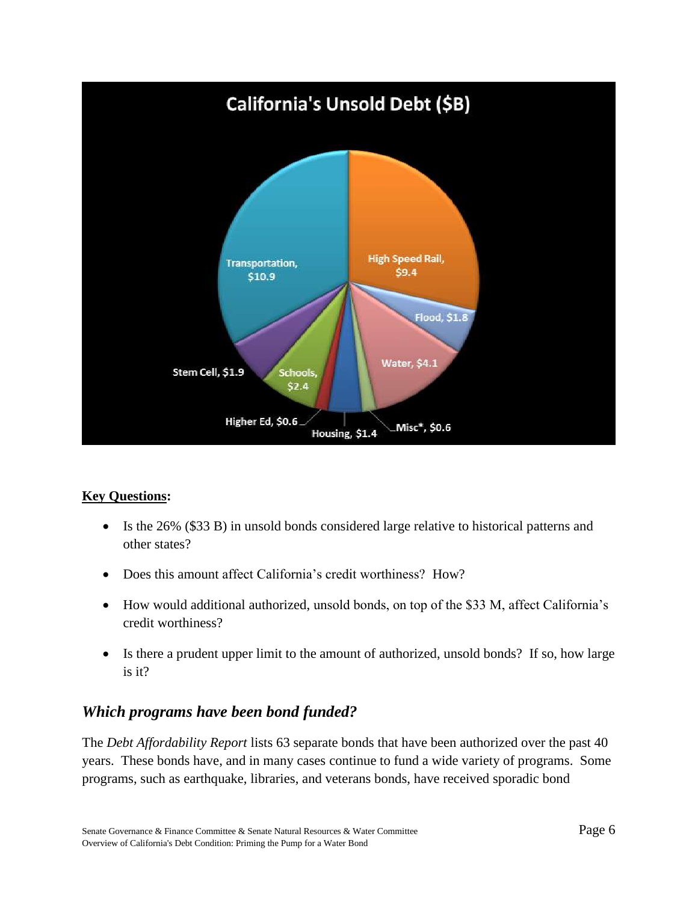**California's Unsold Debt ($B)**

- Transportation, $10.9
- High Speed Rail, $9.4
- Flood, $1.8
- Water, $4.1
- Misc*, $0.6
- Housing, $1.4
- Higher Ed, $0.6
- Schools, $2.4
- Stem Cell, $1.9

**<u>Key Questions</u>:**

- Is the 26% ($33 B) in unsold bonds considered large relative to historical patterns and other states?
- Does this amount affect California's credit worthiness? How?
- How would additional authorized, unsold bonds, on top of the $33 M, affect California's credit worthiness?
- Is there a prudent upper limit to the amount of authorized, unsold bonds? If so, how large is it?

## *Which programs have been bond funded?*

The *Debt Affordability Report* lists 63 separate bonds that have been authorized over the past 40 years. These bonds have, and in many cases continue to fund a wide variety of programs. Some programs, such as earthquake, libraries, and veterans bonds, have received sporadic bond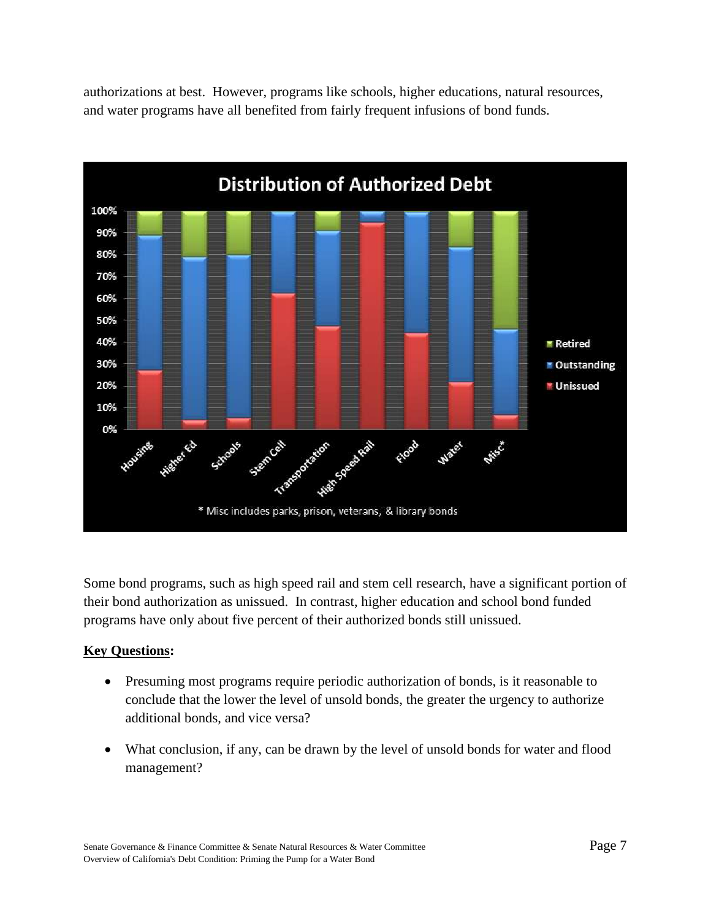authorizations at best. However, programs like schools, higher educations, natural resources, and water programs have all benefited from fairly frequent infusions of bond funds.

**Distribution of Authorized Debt**

\* Misc includes parks, prison, veterans, & library bonds

Some bond programs, such as high speed rail and stem cell research, have a significant portion of their bond authorization as unissued. In contrast, higher education and school bond funded programs have only about five percent of their authorized bonds still unissued.

**Key Questions:**

- Presuming most programs require periodic authorization of bonds, is it reasonable to conclude that the lower the level of unsold bonds, the greater the urgency to authorize additional bonds, and vice versa?
- What conclusion, if any, can be drawn by the level of unsold bonds for water and flood management?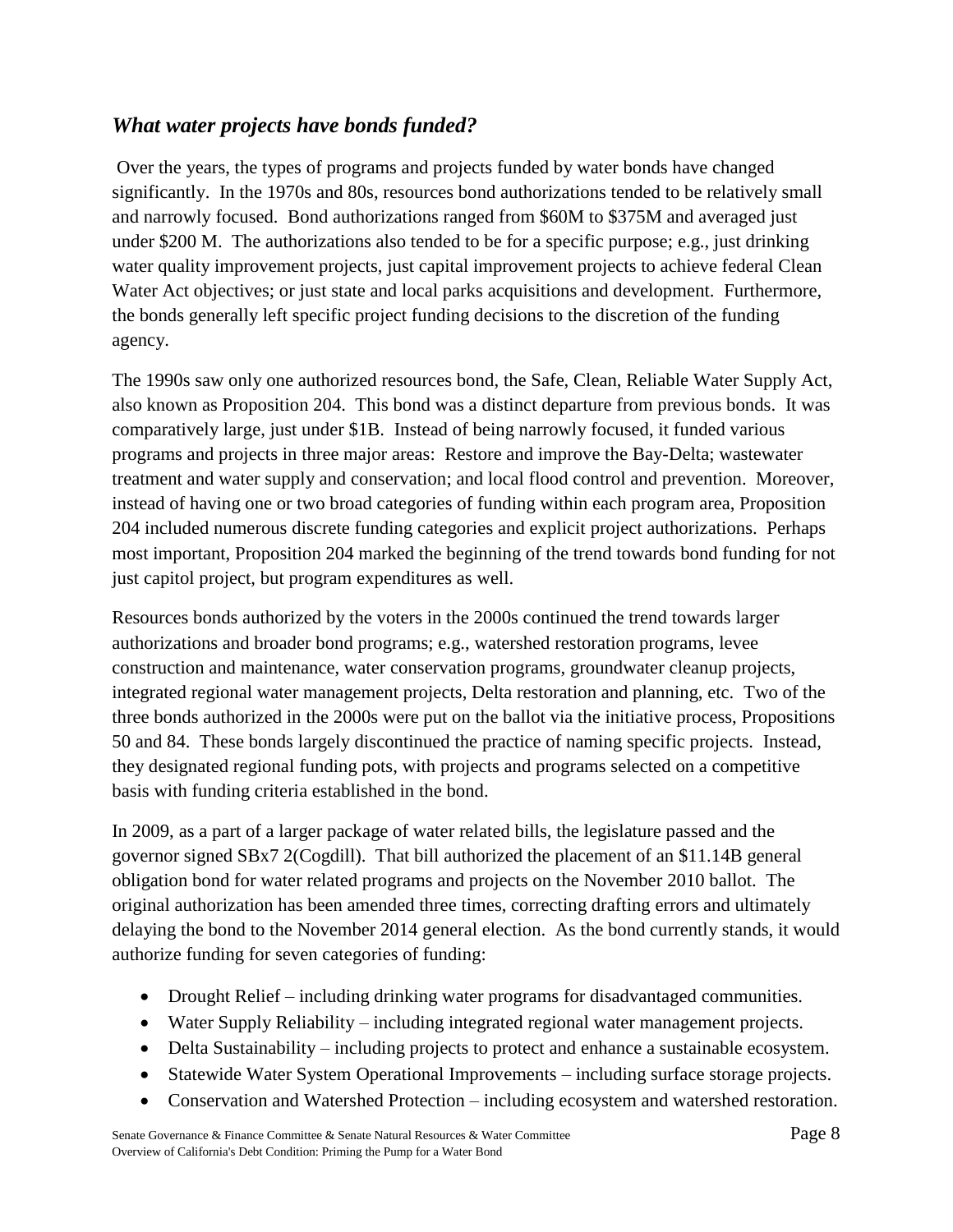## *What water projects have bonds funded?*

Over the years, the types of programs and projects funded by water bonds have changed significantly. In the 1970s and 80s, resources bond authorizations tended to be relatively small and narrowly focused. Bond authorizations ranged from $60M to $375M and averaged just under $200 M. The authorizations also tended to be for a specific purpose; e.g., just drinking water quality improvement projects, just capital improvement projects to achieve federal Clean Water Act objectives; or just state and local parks acquisitions and development. Furthermore, the bonds generally left specific project funding decisions to the discretion of the funding agency.

The 1990s saw only one authorized resources bond, the Safe, Clean, Reliable Water Supply Act, also known as Proposition 204. This bond was a distinct departure from previous bonds. It was comparatively large, just under $1B. Instead of being narrowly focused, it funded various programs and projects in three major areas: Restore and improve the Bay-Delta; wastewater treatment and water supply and conservation; and local flood control and prevention. Moreover, instead of having one or two broad categories of funding within each program area, Proposition 204 included numerous discrete funding categories and explicit project authorizations. Perhaps most important, Proposition 204 marked the beginning of the trend towards bond funding for not just capitol project, but program expenditures as well.

Resources bonds authorized by the voters in the 2000s continued the trend towards larger authorizations and broader bond programs; e.g., watershed restoration programs, levee construction and maintenance, water conservation programs, groundwater cleanup projects, integrated regional water management projects, Delta restoration and planning, etc. Two of the three bonds authorized in the 2000s were put on the ballot via the initiative process, Propositions 50 and 84. These bonds largely discontinued the practice of naming specific projects. Instead, they designated regional funding pots, with projects and programs selected on a competitive basis with funding criteria established in the bond.

In 2009, as a part of a larger package of water related bills, the legislature passed and the governor signed SBx7 2(Cogdill). That bill authorized the placement of an $11.14B general obligation bond for water related programs and projects on the November 2010 ballot. The original authorization has been amended three times, correcting drafting errors and ultimately delaying the bond to the November 2014 general election. As the bond currently stands, it would authorize funding for seven categories of funding:

- Drought Relief – including drinking water programs for disadvantaged communities.
- Water Supply Reliability – including integrated regional water management projects.
- Delta Sustainability – including projects to protect and enhance a sustainable ecosystem.
- Statewide Water System Operational Improvements – including surface storage projects.
- Conservation and Watershed Protection – including ecosystem and watershed restoration.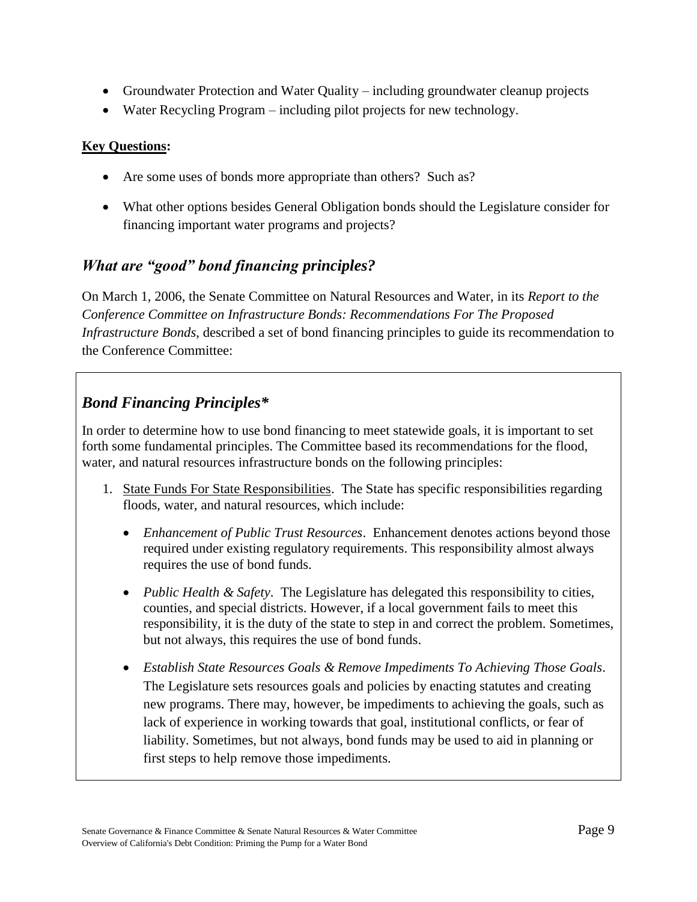- Groundwater Protection and Water Quality – including groundwater cleanup projects
- Water Recycling Program – including pilot projects for new technology.

**Key Questions:**

- Are some uses of bonds more appropriate than others? Such as?
- What other options besides General Obligation bonds should the Legislature consider for financing important water programs and projects?

## *What are "good" bond financing principles?*

On March 1, 2006, the Senate Committee on Natural Resources and Water, in its *Report to the Conference Committee on Infrastructure Bonds: Recommendations For The Proposed Infrastructure Bonds*, described a set of bond financing principles to guide its recommendation to the Conference Committee:

### *Bond Financing Principles**

In order to determine how to use bond financing to meet statewide goals, it is important to set forth some fundamental principles. The Committee based its recommendations for the flood, water, and natural resources infrastructure bonds on the following principles:

1. State Funds For State Responsibilities. The State has specific responsibilities regarding floods, water, and natural resources, which include:
   - *Enhancement of Public Trust Resources*. Enhancement denotes actions beyond those required under existing regulatory requirements. This responsibility almost always requires the use of bond funds.
   - *Public Health & Safety*. The Legislature has delegated this responsibility to cities, counties, and special districts. However, if a local government fails to meet this responsibility, it is the duty of the state to step in and correct the problem. Sometimes, but not always, this requires the use of bond funds.
   - *Establish State Resources Goals & Remove Impediments To Achieving Those Goals*. The Legislature sets resources goals and policies by enacting statutes and creating new programs. There may, however, be impediments to achieving the goals, such as lack of experience in working towards that goal, institutional conflicts, or fear of liability. Sometimes, but not always, bond funds may be used to aid in planning or first steps to help remove those impediments.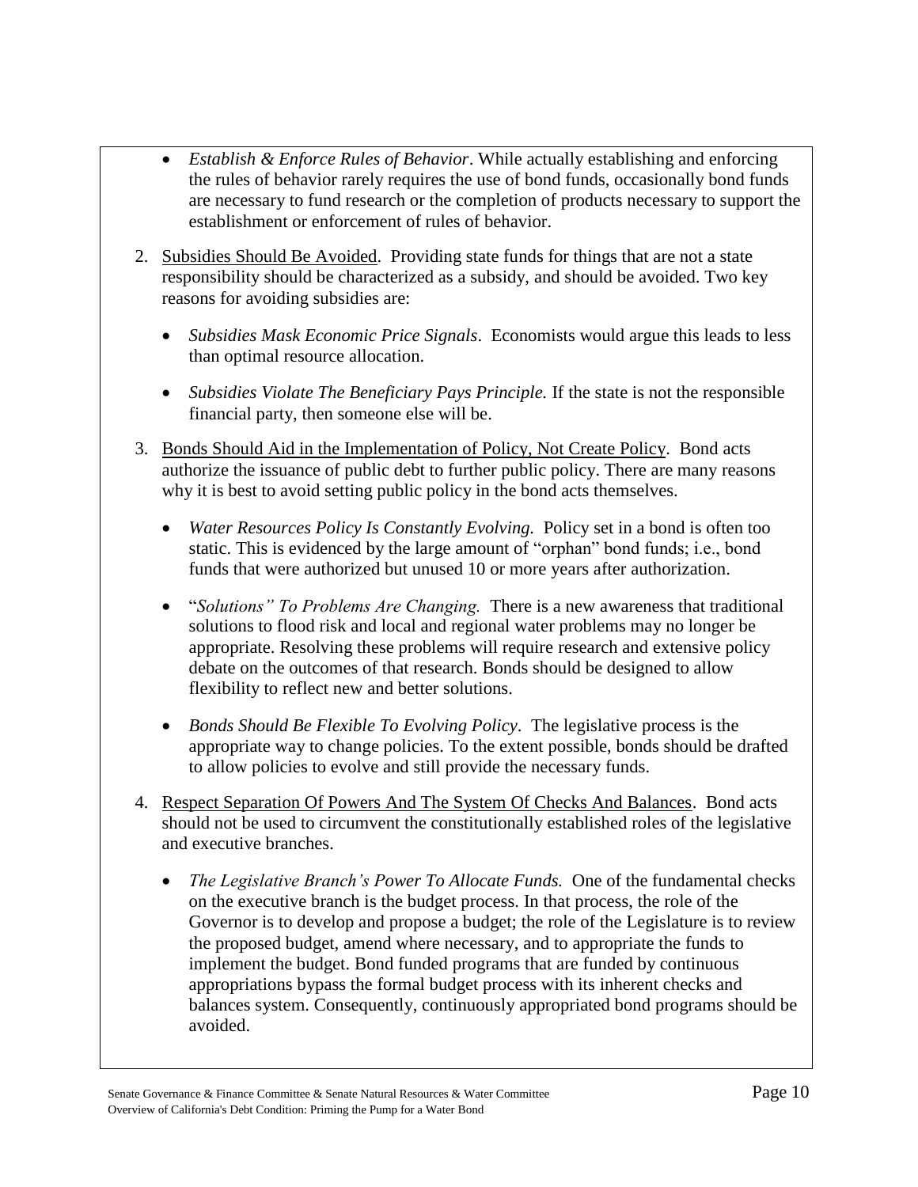- *Establish & Enforce Rules of Behavior*. While actually establishing and enforcing the rules of behavior rarely requires the use of bond funds, occasionally bond funds are necessary to fund research or the completion of products necessary to support the establishment or enforcement of rules of behavior.

2. <u>Subsidies Should Be Avoided</u>. Providing state funds for things that are not a state responsibility should be characterized as a subsidy, and should be avoided. Two key reasons for avoiding subsidies are:

    - *Subsidies Mask Economic Price Signals*. Economists would argue this leads to less than optimal resource allocation.

    - *Subsidies Violate The Beneficiary Pays Principle.* If the state is not the responsible financial party, then someone else will be.

3. <u>Bonds Should Aid in the Implementation of Policy, Not Create Policy</u>. Bond acts authorize the issuance of public debt to further public policy. There are many reasons why it is best to avoid setting public policy in the bond acts themselves.

    - *Water Resources Policy Is Constantly Evolving.* Policy set in a bond is often too static. This is evidenced by the large amount of "orphan" bond funds; i.e., bond funds that were authorized but unused 10 or more years after authorization.

    - "*Solutions" To Problems Are Changing.* There is a new awareness that traditional solutions to flood risk and local and regional water problems may no longer be appropriate. Resolving these problems will require research and extensive policy debate on the outcomes of that research. Bonds should be designed to allow flexibility to reflect new and better solutions.

    - *Bonds Should Be Flexible To Evolving Policy*. The legislative process is the appropriate way to change policies. To the extent possible, bonds should be drafted to allow policies to evolve and still provide the necessary funds.

4. <u>Respect Separation Of Powers And The System Of Checks And Balances</u>. Bond acts should not be used to circumvent the constitutionally established roles of the legislative and executive branches.

    - *The Legislative Branch's Power To Allocate Funds.* One of the fundamental checks on the executive branch is the budget process. In that process, the role of the Governor is to develop and propose a budget; the role of the Legislature is to review the proposed budget, amend where necessary, and to appropriate the funds to implement the budget. Bond funded programs that are funded by continuous appropriations bypass the formal budget process with its inherent checks and balances system. Consequently, continuously appropriated bond programs should be avoided.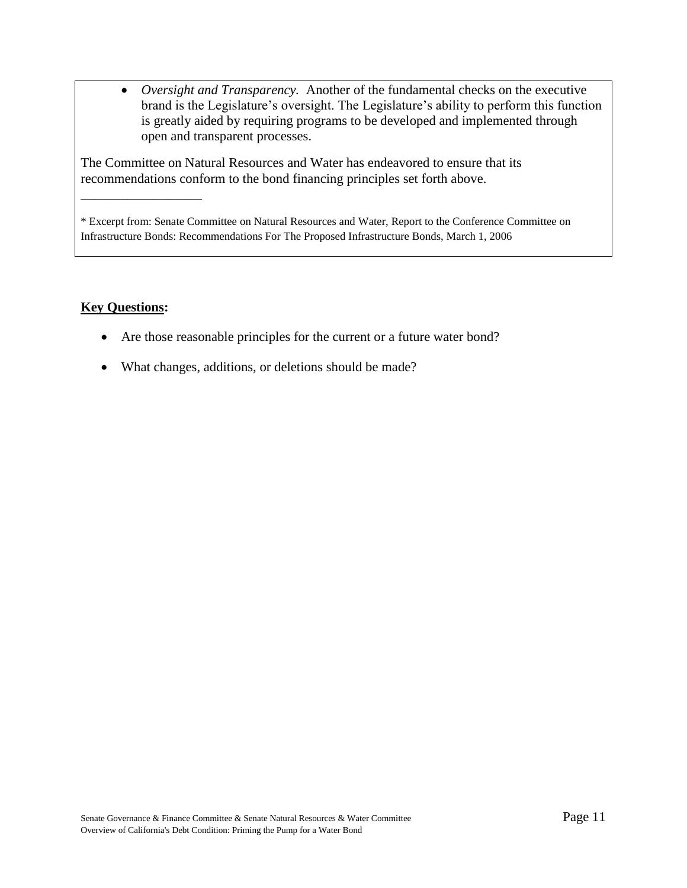- *Oversight and Transparency.* Another of the fundamental checks on the executive brand is the Legislature's oversight. The Legislature's ability to perform this function is greatly aided by requiring programs to be developed and implemented through open and transparent processes.

The Committee on Natural Resources and Water has endeavored to ensure that its recommendations conform to the bond financing principles set forth above.

___________________

* Excerpt from: Senate Committee on Natural Resources and Water, Report to the Conference Committee on Infrastructure Bonds: Recommendations For The Proposed Infrastructure Bonds, March 1, 2006

**Key Questions:**

- Are those reasonable principles for the current or a future water bond?
- What changes, additions, or deletions should be made?